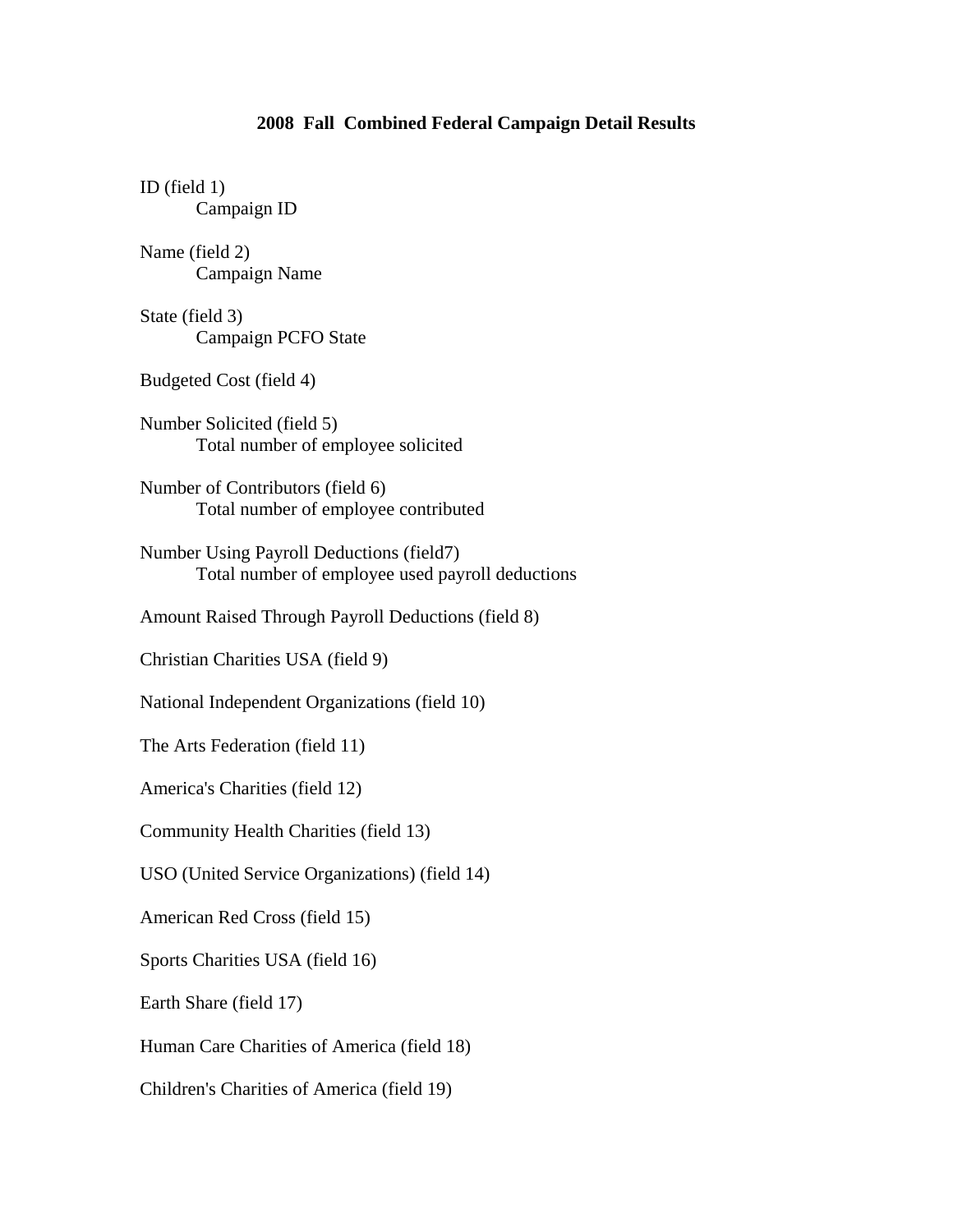## 2008 Fall Combined Federal Campaign Detail Results

ID (field 1)
    Campaign ID

Name (field 2)
    Campaign Name

State (field 3)
    Campaign PCFO State

Budgeted Cost (field 4)

Number Solicited (field 5)
    Total number of employee solicited

Number of Contributors (field 6)
    Total number of employee contributed

Number Using Payroll Deductions (field7)
    Total number of employee used payroll deductions

Amount Raised Through Payroll Deductions (field 8)

Christian Charities USA (field 9)

National Independent Organizations (field 10)

The Arts Federation (field 11)

America's Charities (field 12)

Community Health Charities (field 13)

USO (United Service Organizations) (field 14)

American Red Cross (field 15)

Sports Charities USA (field 16)

Earth Share (field 17)

Human Care Charities of America (field 18)

Children's Charities of America (field 19)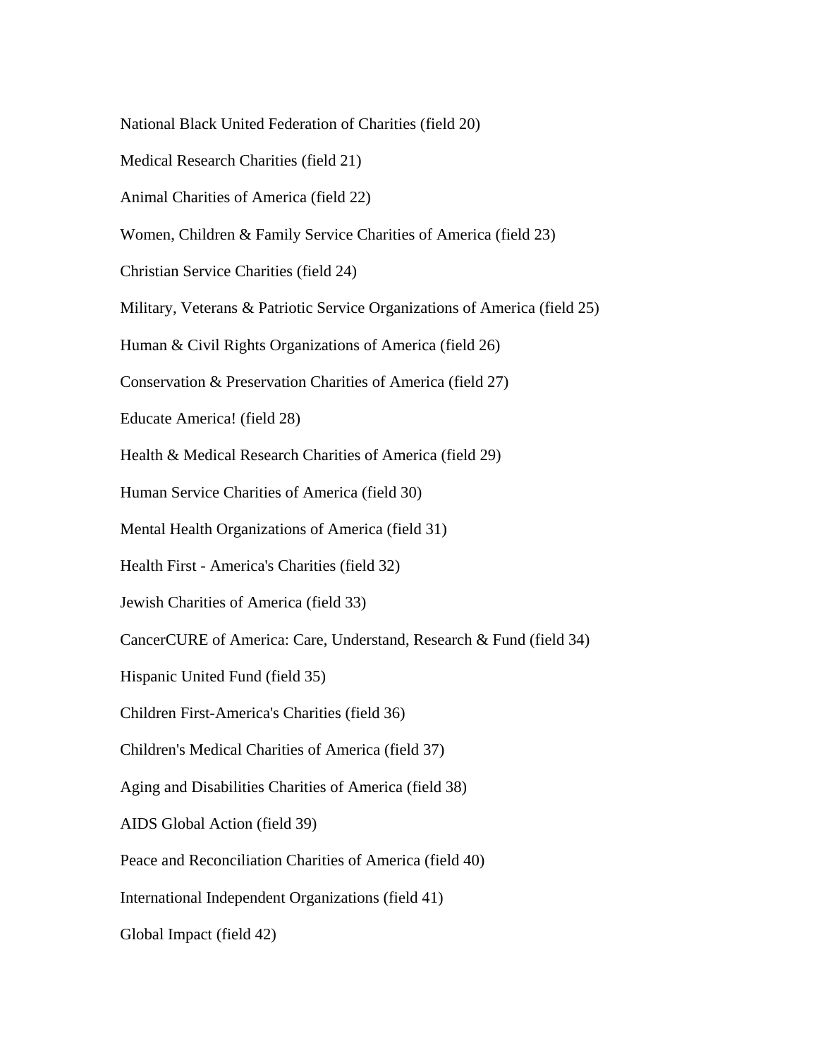National Black United Federation of Charities (field 20)

Medical Research Charities (field 21)

Animal Charities of America (field 22)

Women, Children & Family Service Charities of America (field 23)

Christian Service Charities (field 24)

Military, Veterans & Patriotic Service Organizations of America (field 25)

Human & Civil Rights Organizations of America (field 26)

Conservation & Preservation Charities of America (field 27)

Educate America! (field 28)

Health & Medical Research Charities of America (field 29)

Human Service Charities of America (field 30)

Mental Health Organizations of America (field 31)

Health First - America's Charities (field 32)

Jewish Charities of America (field 33)

CancerCURE of America: Care, Understand, Research & Fund (field 34)

Hispanic United Fund (field 35)

Children First-America's Charities (field 36)

Children's Medical Charities of America (field 37)

Aging and Disabilities Charities of America (field 38)

AIDS Global Action (field 39)

Peace and Reconciliation Charities of America (field 40)

International Independent Organizations (field 41)

Global Impact (field 42)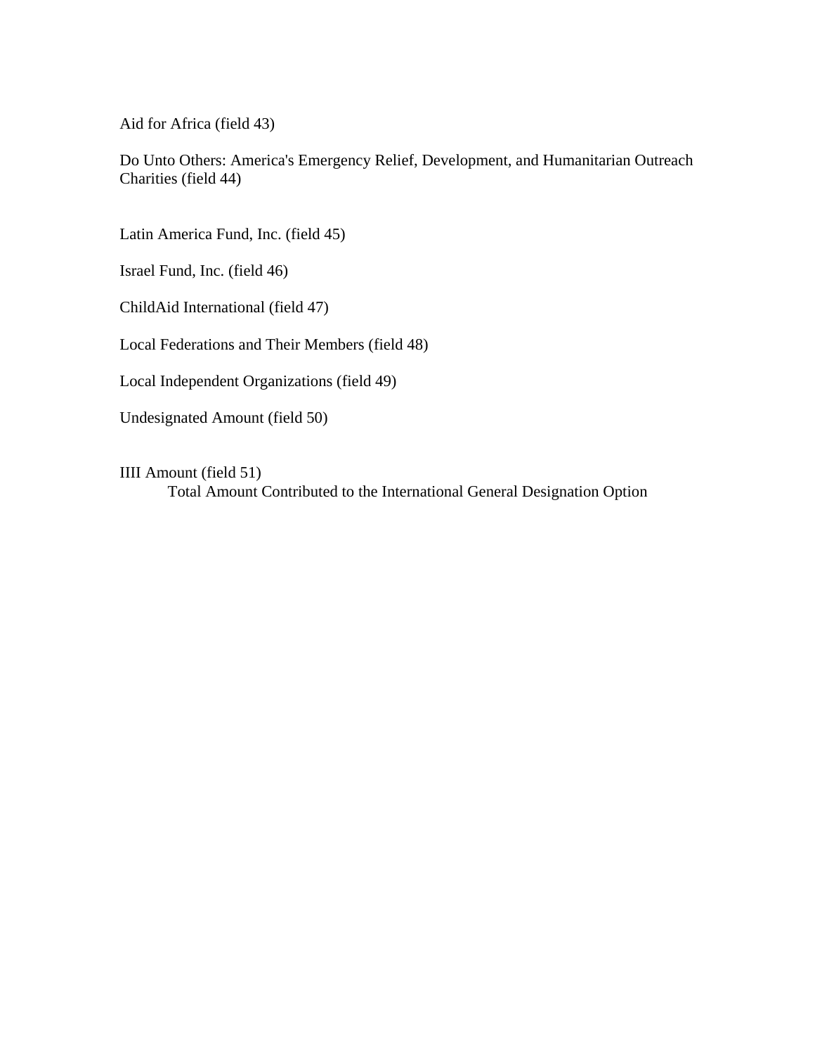Aid for Africa (field 43)

Do Unto Others: America's Emergency Relief, Development, and Humanitarian Outreach Charities (field 44)

Latin America Fund, Inc. (field 45)

Israel Fund, Inc. (field 46)

ChildAid International (field 47)

Local Federations and Their Members (field 48)

Local Independent Organizations (field 49)

Undesignated Amount (field 50)

IIII Amount (field 51)

Total Amount Contributed to the International General Designation Option